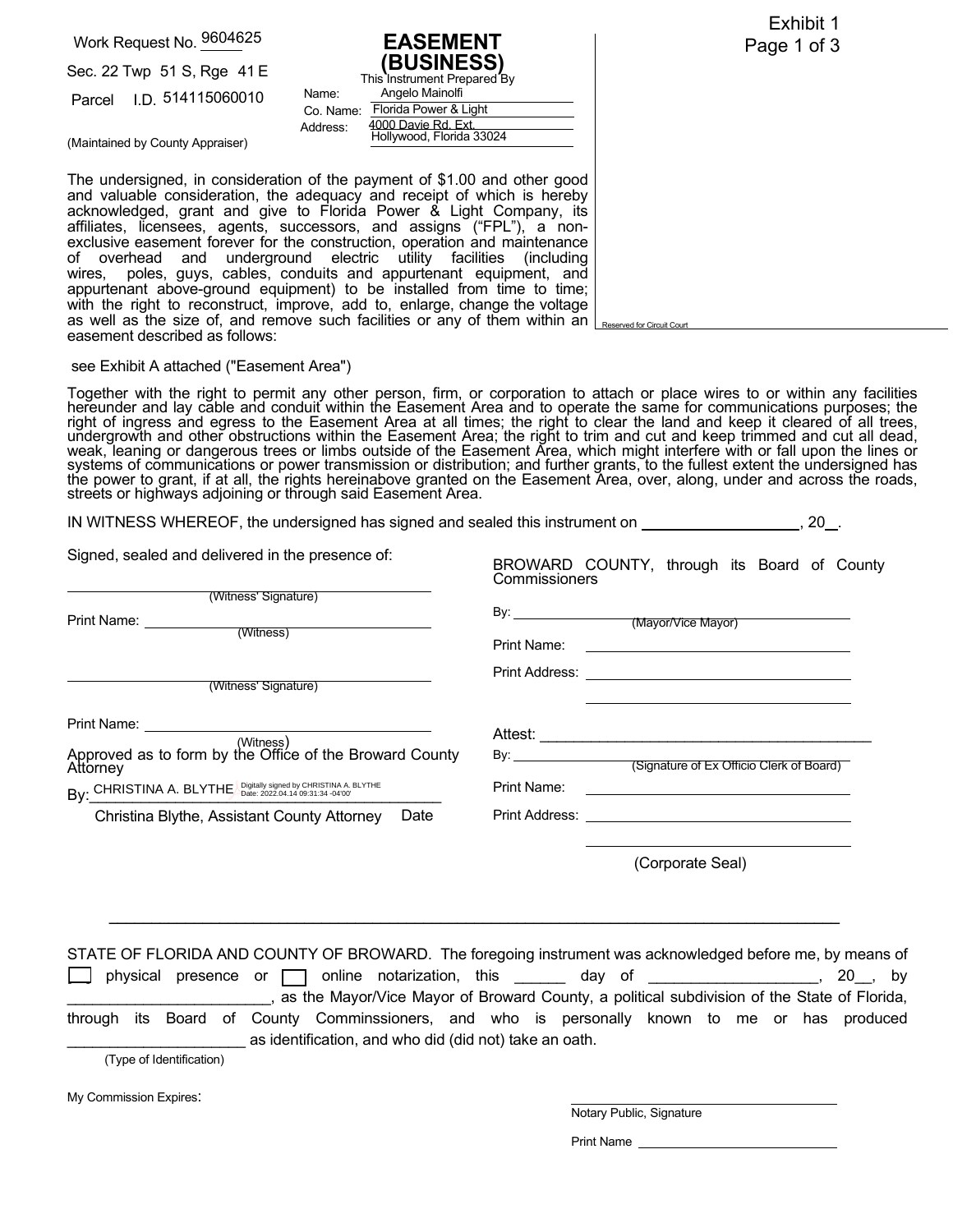Exhibit 1
Page 1 of 3

Work Request No. 9604625

Sec. 22 Twp 51 S, Rge 41 E

Parcel I.D. 514115060010

(Maintained by County Appraiser)

# EASEMENT (BUSINESS)

This Instrument Prepared By

Name: Angelo Mainolfi
Co. Name: Florida Power & Light
Address: 4000 Davie Rd. Ext.
Hollywood, Florida 33024

Reserved for Circuit Court

The undersigned, in consideration of the payment of $1.00 and other good and valuable consideration, the adequacy and receipt of which is hereby acknowledged, grant and give to Florida Power & Light Company, its affiliates, licensees, agents, successors, and assigns ("FPL"), a non-exclusive easement forever for the construction, operation and maintenance of overhead and underground electric utility facilities (including wires, poles, guys, cables, conduits and appurtenant equipment, and appurtenant above-ground equipment) to be installed from time to time; with the right to reconstruct, improve, add to, enlarge, change the voltage as well as the size of, and remove such facilities or any of them within an easement described as follows:

see Exhibit A attached ("Easement Area")

Together with the right to permit any other person, firm, or corporation to attach or place wires to or within any facilities hereunder and lay cable and conduit within the Easement Area and to operate the same for communications purposes; the right of ingress and egress to the Easement Area at all times; the right to clear the land and keep it cleared of all trees, undergrowth and other obstructions within the Easement Area; the right to trim and cut and keep trimmed and cut all dead, weak, leaning or dangerous trees or limbs outside of the Easement Area, which might interfere with or fall upon the lines or systems of communications or power transmission or distribution; and further grants, to the fullest extent the undersigned has the power to grant, if at all, the rights hereinabove granted on the Easement Area, over, along, under and across the roads, streets or highways adjoining or through said Easement Area.

IN WITNESS WHEREOF, the undersigned has signed and sealed this instrument on ____________________, 20__.

Signed, sealed and delivered in the presence of:

_______________________________
(Witness' Signature)

Print Name: _______________________________
(Witness)

_______________________________
(Witness' Signature)

Print Name: _______________________________
(Witness)

Approved as to form by the Office of the Broward County Attorney

By: CHRISTINA A. BLYTHE (Digitally signed by CHRISTINA A. BLYTHE Date: 2022.04.14 09:31:34 -04'00')
Christina Blythe, Assistant County Attorney Date

BROWARD COUNTY, through its Board of County Commissioners

By: _______________________________
(Mayor/Vice Mayor)

Print Name: _______________________________

Print Address: _______________________________

_______________________________

Attest: _______________________________

By: _______________________________
(Signature of Ex Officio Clerk of Board)

Print Name: _______________________________

Print Address: _______________________________

_______________________________

(Corporate Seal)

---

STATE OF FLORIDA AND COUNTY OF BROWARD. The foregoing instrument was acknowledged before me, by means of ☐ physical presence or ☐ online notarization, this ______ day of ____________________, 20__, by ________________________, as the Mayor/Vice Mayor of Broward County, a political subdivision of the State of Florida, through its Board of County Comminssioners, and who is personally known to me or has produced _____________________ as identification, and who did (did not) take an oath.

(Type of Identification)

My Commission Expires:

_______________________________
Notary Public, Signature

Print Name _______________________________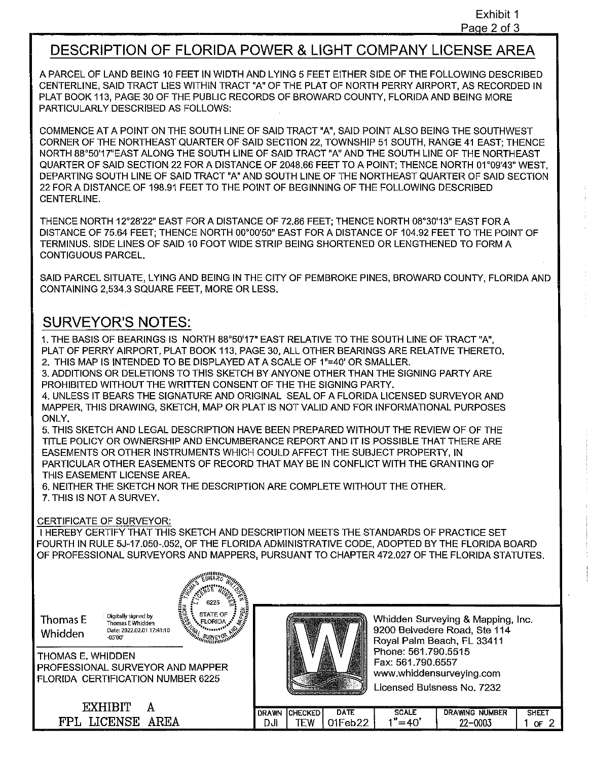Exhibit 1

# DESCRIPTION OF FLORIDA POWER & LIGHT COMPANY LICENSE AREA

A PARCEL OF LAND BEING 10 FEET IN WIDTH AND LYING 5 FEET EITHER SIDE OF THE FOLLOWING DESCRIBED CENTERLINE, SAID TRACT LIES WITHIN TRACT "A" OF THE PLAT OF NORTH PERRY AIRPORT, AS RECORDED IN PLAT BOOK 113, PAGE 30 OF THE PUBLIC RECORDS OF BROWARD COUNTY, FLORIDA AND BEING MORE PARTICULARLY DESCRIBED AS FOLLOWS:

COMMENCE AT A POINT ON THE SOUTH LINE OF SAID TRACT "A", SAID POINT ALSO BEING THE SOUTHWEST CORNER OF THE NORTHEAST QUARTER OF SAID SECTION 22, TOWNSHIP 51 SOUTH, RANGE 41 EAST; THENCE NORTH 88°50'17"EAST ALONG THE SOUTH LINE OF SAID TRACT "A" AND THE SOUTH LINE OF THE NORTHEAST QUARTER OF SAID SECTION 22 FOR A DISTANCE OF 2048.66 FEET TO A POINT; THENCE NORTH 01°09'43" WEST, DEPARTING SOUTH LINE OF SAID TRACT "A" AND SOUTH LINE OF THE NORTHEAST QUARTER OF SAID SECTION 22 FOR A DISTANCE OF 198.91 FEET TO THE POINT OF BEGINNING OF THE FOLLOWING DESCRIBED CENTERLINE.

THENCE NORTH 12°28'22" EAST FOR A DISTANCE OF 72.86 FEET; THENCE NORTH 08°30'13" EAST FOR A DISTANCE OF 75.64 FEET; THENCE NORTH 00°00'50" EAST FOR A DISTANCE OF 104.92 FEET TO THE POINT OF TERMINUS. SIDE LINES OF SAID 10 FOOT WIDE STRIP BEING SHORTENED OR LENGTHENED TO FORM A CONTIGUOUS PARCEL.

SAID PARCEL SITUATE, LYING AND BEING IN THE CITY OF PEMBROKE PINES, BROWARD COUNTY, FLORIDA AND CONTAINING 2,534.3 SQUARE FEET, MORE OR LESS.

## SURVEYOR'S NOTES:

1. THE BASIS OF BEARINGS IS NORTH 88°50'17" EAST RELATIVE TO THE SOUTH LINE OF TRACT "A", PLAT OF PERRY AIRPORT, PLAT BOOK 113, PAGE 30, ALL OTHER BEARINGS ARE RELATIVE THERETO.
2. THIS MAP IS INTENDED TO BE DISPLAYED AT A SCALE OF 1"=40' OR SMALLER.
3. ADDITIONS OR DELETIONS TO THIS SKETCH BY ANYONE OTHER THAN THE SIGNING PARTY ARE PROHIBITED WITHOUT THE WRITTEN CONSENT OF THE THE SIGNING PARTY.
4. UNLESS IT BEARS THE SIGNATURE AND ORIGINAL SEAL OF A FLORIDA LICENSED SURVEYOR AND MAPPER, THIS DRAWING, SKETCH, MAP OR PLAT IS NOT VALID AND FOR INFORMATIONAL PURPOSES ONLY.
5. THIS SKETCH AND LEGAL DESCRIPTION HAVE BEEN PREPARED WITHOUT THE REVIEW OF OF THE TITLE POLICY OR OWNERSHIP AND ENCUMBERANCE REPORT AND IT IS POSSIBLE THAT THERE ARE EASEMENTS OR OTHER INSTRUMENTS WHICH COULD AFFECT THE SUBJECT PROPERTY, IN PARTICULAR OTHER EASEMENTS OF RECORD THAT MAY BE IN CONFLICT WITH THE GRANTING OF THIS EASEMENT LICENSE AREA.
6. NEITHER THE SKETCH NOR THE DESCRIPTION ARE COMPLETE WITHOUT THE OTHER.
7. THIS IS NOT A SURVEY.

CERTIFICATE OF SURVEYOR:

I HEREBY CERTIFY THAT THIS SKETCH AND DESCRIPTION MEETS THE STANDARDS OF PRACTICE SET FOURTH IN RULE 5J-17.050-.052, OF THE FLORIDA ADMINISTRATIVE CODE, ADOPTED BY THE FLORIDA BOARD OF PROFESSIONAL SURVEYORS AND MAPPERS, PURSUANT TO CHAPTER 472.027 OF THE FLORIDA STATUTES.

Thomas E Whidden — Digitally signed by Thomas E Whidden Date: 2022.02.01 17:41:10 -05'00'

(Seal: THOMAS EDWARD WHIDDEN, LICENSE NUMBER 6225, STATE OF FLORIDA, PROFESSIONAL SURVEYOR AND MAPPER)

THOMAS E. WHIDDEN
PROFESSIONAL SURVEYOR AND MAPPER
FLORIDA CERTIFICATION NUMBER 6225

Whidden Surveying & Mapping, Inc.
9200 Belvedere Road, Ste 114
Royal Palm Beach, FL 33411
Phone: 561.790.5515
Fax: 561.790.6557
www.whiddensurveying.com
Licensed Buisness No. 7232

EXHIBIT A
FPL LICENSE AREA

| DRAWN | CHECKED | DATE | SCALE | DRAWING NUMBER | SHEET |
|---|---|---|---|---|---|
| DJI | TEW | 01Feb22 | 1"=40' | 22-0003 | 1 OF 2 |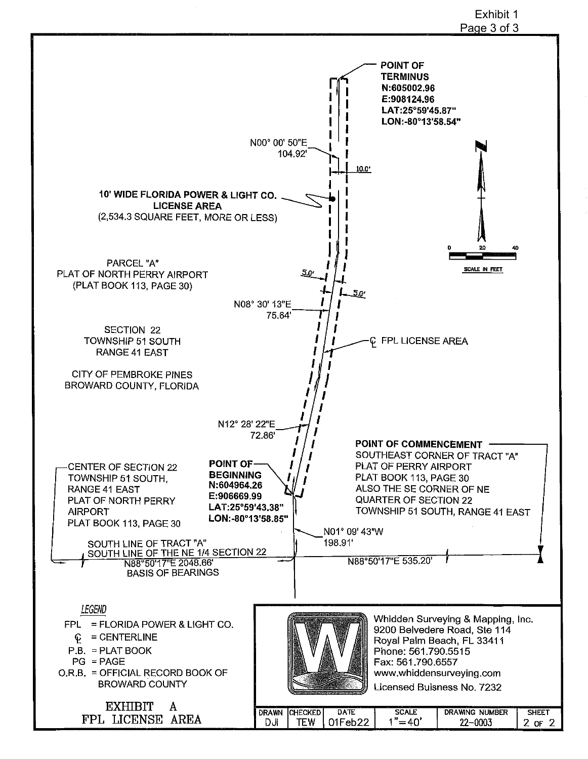Exhibit 1

POINT OF TERMINUS
N:605002.96
E:908124.96
LAT:25°59'45.87"
LON:-80°13'58.54"

N00° 00' 50"E
104.92'

10.0'

10' WIDE FLORIDA POWER & LIGHT CO. LICENSE AREA
(2,534.3 SQUARE FEET, MORE OR LESS)

PARCEL "A"
PLAT OF NORTH PERRY AIRPORT
(PLAT BOOK 113, PAGE 30)

SECTION 22
TOWNSHIP 51 SOUTH
RANGE 41 EAST

CITY OF PEMBROKE PINES
BROWARD COUNTY, FLORIDA

5.0'

5.0'

N08° 30' 13"E
75.64'

℄ FPL LICENSE AREA

N12° 28' 22"E
72.86'

0 20 40
SCALE IN FEET

POINT OF COMMENCEMENT
SOUTHEAST CORNER OF TRACT "A"
PLAT OF PERRY AIRPORT
PLAT BOOK 113, PAGE 30
ALSO THE SE CORNER OF NE QUARTER OF SECTION 22
TOWNSHIP 51 SOUTH, RANGE 41 EAST

CENTER OF SECTION 22
TOWNSHIP 51 SOUTH,
RANGE 41 EAST
PLAT OF NORTH PERRY AIRPORT
PLAT BOOK 113, PAGE 30

POINT OF BEGINNING
N:604964.26
E:906669.99
LAT:25°59'43.38"
LON:-80°13'58.85"

N01° 09' 43"W
198.91'

SOUTH LINE OF TRACT "A"
SOUTH LINE OF THE NE 1/4 SECTION 22
N88°50'17"E 2048.66'
BASIS OF BEARINGS

N88°50'17"E 535.20'

*LEGEND*

FPL = FLORIDA POWER & LIGHT CO.
℄ = CENTERLINE
P.B. = PLAT BOOK
PG = PAGE
O.R.B. = OFFICIAL RECORD BOOK OF BROWARD COUNTY

Whidden Surveying & Mapping, Inc.
9200 Belvedere Road, Ste 114
Royal Palm Beach, FL 33411
Phone: 561.790.5515
Fax: 561.790.6557
www.whiddensurveying.com
Licensed Buisness No. 7232

EXHIBIT A
FPL LICENSE AREA

| DRAWN | CHECKED | DATE | SCALE | DRAWING NUMBER | SHEET |
|---|---|---|---|---|---|
| DJI | TEW | 01Feb22 | 1"=40' | 22-0003 | 2 OF 2 |